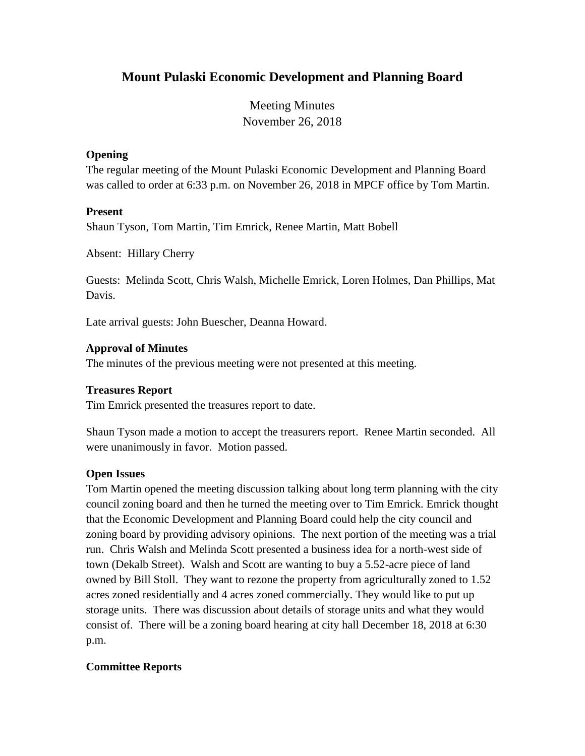# Mount Pulaski Economic Development and Planning Board

Meeting Minutes
November 26, 2018

**Opening**

The regular meeting of the Mount Pulaski Economic Development and Planning Board was called to order at 6:33 p.m. on November 26, 2018 in MPCF office by Tom Martin.

**Present**

Shaun Tyson, Tom Martin, Tim Emrick, Renee Martin, Matt Bobell

Absent: Hillary Cherry

Guests: Melinda Scott, Chris Walsh, Michelle Emrick, Loren Holmes, Dan Phillips, Mat Davis.

Late arrival guests: John Buescher, Deanna Howard.

**Approval of Minutes**

The minutes of the previous meeting were not presented at this meeting.

**Treasures Report**

Tim Emrick presented the treasures report to date.

Shaun Tyson made a motion to accept the treasurers report. Renee Martin seconded. All were unanimously in favor. Motion passed.

**Open Issues**

Tom Martin opened the meeting discussion talking about long term planning with the city council zoning board and then he turned the meeting over to Tim Emrick. Emrick thought that the Economic Development and Planning Board could help the city council and zoning board by providing advisory opinions. The next portion of the meeting was a trial run. Chris Walsh and Melinda Scott presented a business idea for a north-west side of town (Dekalb Street). Walsh and Scott are wanting to buy a 5.52-acre piece of land owned by Bill Stoll. They want to rezone the property from agriculturally zoned to 1.52 acres zoned residentially and 4 acres zoned commercially. They would like to put up storage units. There was discussion about details of storage units and what they would consist of. There will be a zoning board hearing at city hall December 18, 2018 at 6:30 p.m.

**Committee Reports**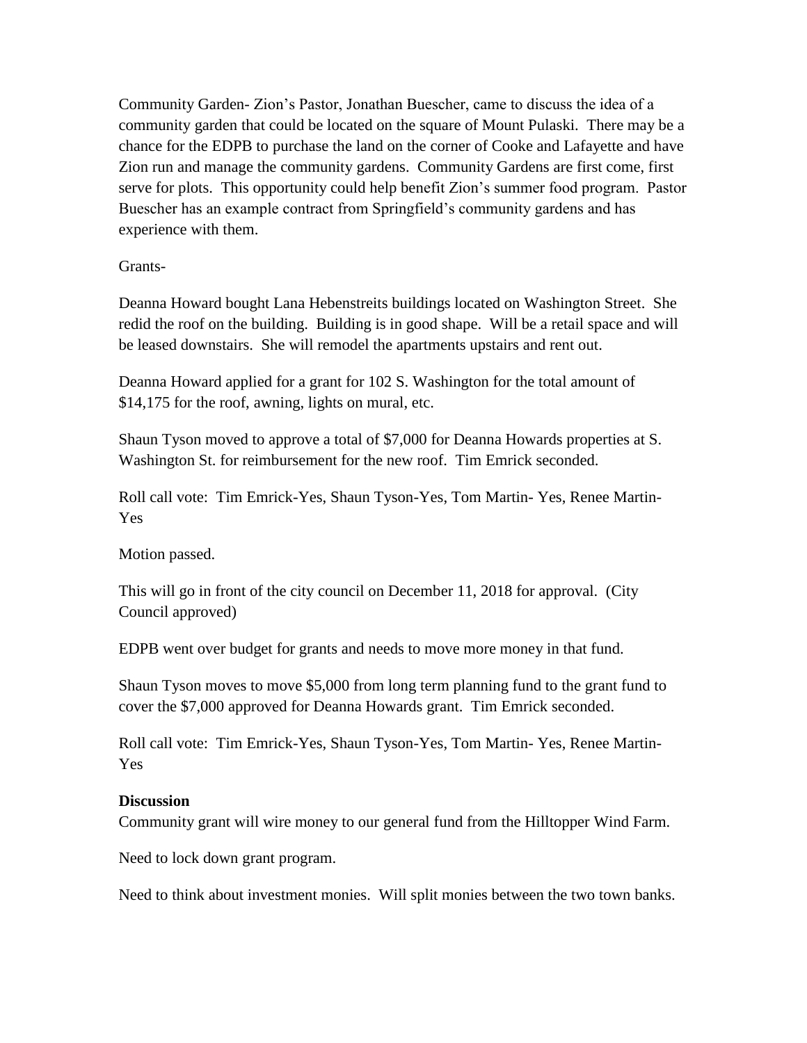Community Garden- Zion's Pastor, Jonathan Buescher, came to discuss the idea of a community garden that could be located on the square of Mount Pulaski. There may be a chance for the EDPB to purchase the land on the corner of Cooke and Lafayette and have Zion run and manage the community gardens. Community Gardens are first come, first serve for plots. This opportunity could help benefit Zion's summer food program. Pastor Buescher has an example contract from Springfield's community gardens and has experience with them.

Grants-

Deanna Howard bought Lana Hebenstreits buildings located on Washington Street. She redid the roof on the building. Building is in good shape. Will be a retail space and will be leased downstairs. She will remodel the apartments upstairs and rent out.

Deanna Howard applied for a grant for 102 S. Washington for the total amount of $14,175 for the roof, awning, lights on mural, etc.

Shaun Tyson moved to approve a total of $7,000 for Deanna Howards properties at S. Washington St. for reimbursement for the new roof. Tim Emrick seconded.

Roll call vote: Tim Emrick-Yes, Shaun Tyson-Yes, Tom Martin- Yes, Renee Martin-Yes

Motion passed.

This will go in front of the city council on December 11, 2018 for approval. (City Council approved)

EDPB went over budget for grants and needs to move more money in that fund.

Shaun Tyson moves to move $5,000 from long term planning fund to the grant fund to cover the $7,000 approved for Deanna Howards grant. Tim Emrick seconded.

Roll call vote: Tim Emrick-Yes, Shaun Tyson-Yes, Tom Martin- Yes, Renee Martin-Yes

**Discussion**

Community grant will wire money to our general fund from the Hilltopper Wind Farm.

Need to lock down grant program.

Need to think about investment monies. Will split monies between the two town banks.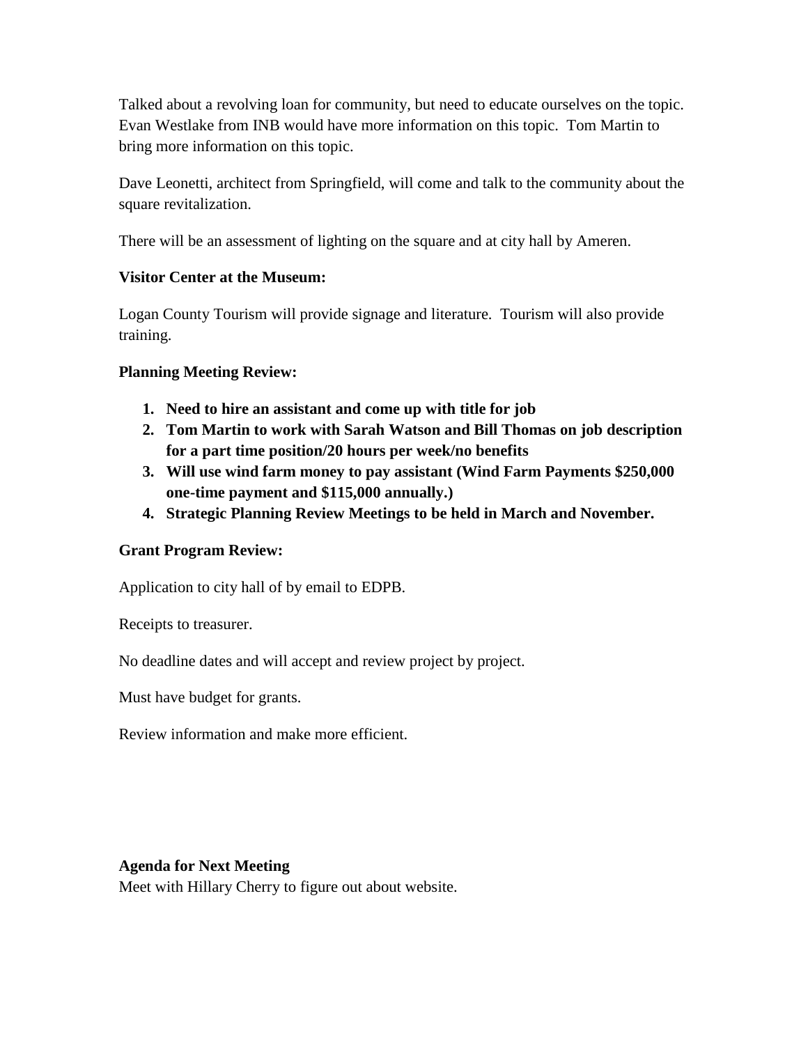Talked about a revolving loan for community, but need to educate ourselves on the topic. Evan Westlake from INB would have more information on this topic. Tom Martin to bring more information on this topic.

Dave Leonetti, architect from Springfield, will come and talk to the community about the square revitalization.

There will be an assessment of lighting on the square and at city hall by Ameren.

**Visitor Center at the Museum:**

Logan County Tourism will provide signage and literature. Tourism will also provide training.

**Planning Meeting Review:**

1. **Need to hire an assistant and come up with title for job**
2. **Tom Martin to work with Sarah Watson and Bill Thomas on job description for a part time position/20 hours per week/no benefits**
3. **Will use wind farm money to pay assistant (Wind Farm Payments $250,000 one-time payment and $115,000 annually.)**
4. **Strategic Planning Review Meetings to be held in March and November.**

**Grant Program Review:**

Application to city hall of by email to EDPB.

Receipts to treasurer.

No deadline dates and will accept and review project by project.

Must have budget for grants.

Review information and make more efficient.

**Agenda for Next Meeting**

Meet with Hillary Cherry to figure out about website.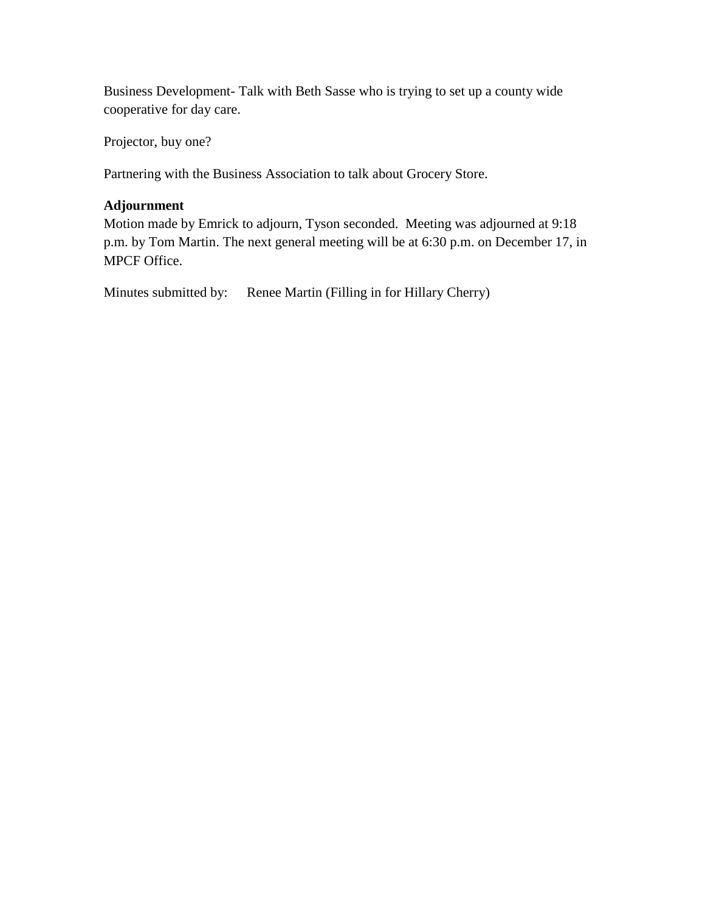Business Development- Talk with Beth Sasse who is trying to set up a county wide cooperative for day care.

Projector, buy one?

Partnering with the Business Association to talk about Grocery Store.

**Adjournment**

Motion made by Emrick to adjourn, Tyson seconded. Meeting was adjourned at 9:18 p.m. by Tom Martin. The next general meeting will be at 6:30 p.m. on December 17, in MPCF Office.

Minutes submitted by: Renee Martin (Filling in for Hillary Cherry)